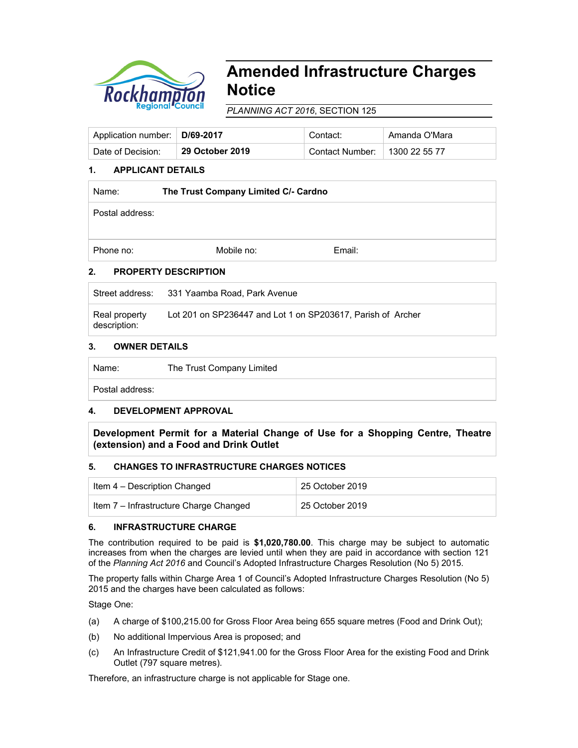# Amended Infrastructure Charges Notice

*PLANNING ACT 2016*, SECTION 125

| Application number: | **D/69-2017** | Contact: | Amanda O'Mara |
|---|---|---|---|
| Date of Decision: | **29 October 2019** | Contact Number: | 1300 22 55 77 |

## 1. APPLICANT DETAILS

| | | |
|---|---|---|
| Name: **The Trust Company Limited C/- Cardno** | | |
| Postal address: | | |
| Phone no: | Mobile no: | Email: |

## 2. PROPERTY DESCRIPTION

| | |
|---|---|
| Street address: | 331 Yaamba Road, Park Avenue |
| Real property description: | Lot 201 on SP236447 and Lot 1 on SP203617, Parish of Archer |

## 3. OWNER DETAILS

| | |
|---|---|
| Name: | The Trust Company Limited |
| Postal address: | |

## 4. DEVELOPMENT APPROVAL

**Development Permit for a Material Change of Use for a Shopping Centre, Theatre (extension) and a Food and Drink Outlet**

## 5. CHANGES TO INFRASTRUCTURE CHARGES NOTICES

| | |
|---|---|
| Item 4 – Description Changed | 25 October 2019 |
| Item 7 – Infrastructure Charge Changed | 25 October 2019 |

## 6. INFRASTRUCTURE CHARGE

The contribution required to be paid is **$1,020,780.00**. This charge may be subject to automatic increases from when the charges are levied until when they are paid in accordance with section 121 of the *Planning Act 2016* and Council's Adopted Infrastructure Charges Resolution (No 5) 2015.

The property falls within Charge Area 1 of Council's Adopted Infrastructure Charges Resolution (No 5) 2015 and the charges have been calculated as follows:

Stage One:

(a) A charge of $100,215.00 for Gross Floor Area being 655 square metres (Food and Drink Out);

(b) No additional Impervious Area is proposed; and

(c) An Infrastructure Credit of $121,941.00 for the Gross Floor Area for the existing Food and Drink Outlet (797 square metres).

Therefore, an infrastructure charge is not applicable for Stage one.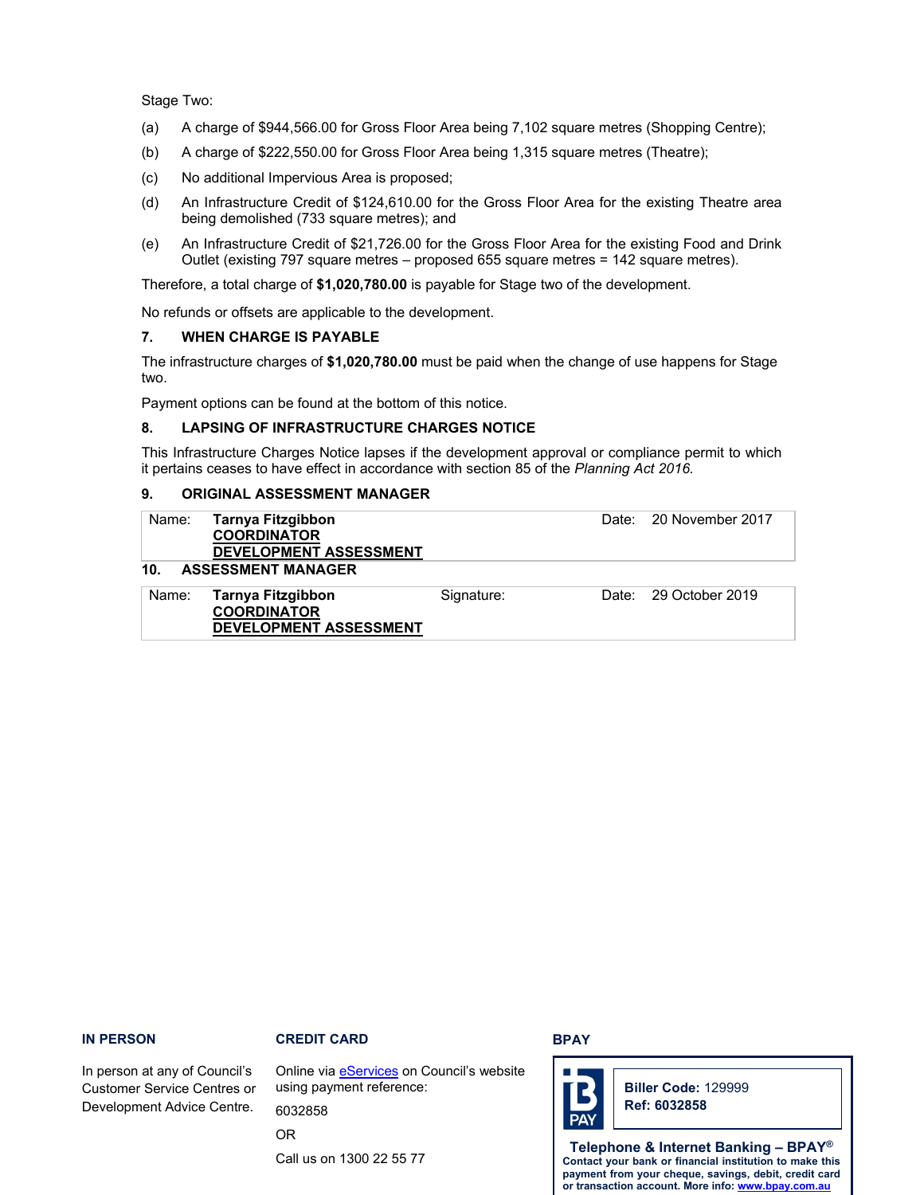Stage Two:

(a) A charge of $944,566.00 for Gross Floor Area being 7,102 square metres (Shopping Centre);

(b) A charge of $222,550.00 for Gross Floor Area being 1,315 square metres (Theatre);

(c) No additional Impervious Area is proposed;

(d) An Infrastructure Credit of $124,610.00 for the Gross Floor Area for the existing Theatre area being demolished (733 square metres); and

(e) An Infrastructure Credit of $21,726.00 for the Gross Floor Area for the existing Food and Drink Outlet (existing 797 square metres – proposed 655 square metres = 142 square metres).

Therefore, a total charge of **$1,020,780.00** is payable for Stage two of the development.

No refunds or offsets are applicable to the development.

### 7. WHEN CHARGE IS PAYABLE

The infrastructure charges of **$1,020,780.00** must be paid when the change of use happens for Stage two.

Payment options can be found at the bottom of this notice.

### 8. LAPSING OF INFRASTRUCTURE CHARGES NOTICE

This Infrastructure Charges Notice lapses if the development approval or compliance permit to which it pertains ceases to have effect in accordance with section 85 of the *Planning Act 2016.*

### 9. ORIGINAL ASSESSMENT MANAGER

| | | | |
|---|---|---|---|
| Name: | **Tarnya Fitzgibbon**<br>**COORDINATOR**<br>**DEVELOPMENT ASSESSMENT** | Date: | 20 November 2017 |

### 10. ASSESSMENT MANAGER

| | | | | |
|---|---|---|---|---|
| Name: | **Tarnya Fitzgibbon**<br>**COORDINATOR**<br>**DEVELOPMENT ASSESSMENT** | Signature: | Date: | 29 October 2019 |

**IN PERSON**

In person at any of Council's Customer Service Centres or Development Advice Centre.

**CREDIT CARD**

Online via eServices on Council's website using payment reference:

6032858

OR

Call us on 1300 22 55 77

**BPAY**

**Biller Code:** 129999
**Ref: 6032858**

**Telephone & Internet Banking – BPAY®**
**Contact your bank or financial institution to make this payment from your cheque, savings, debit, credit card or transaction account. More info: www.bpay.com.au**